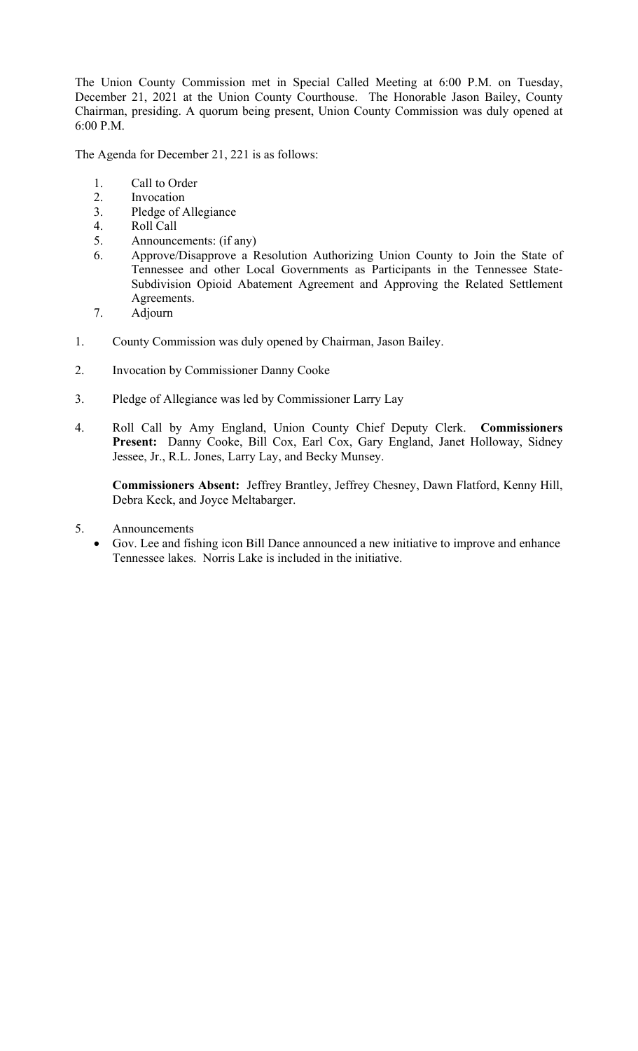The Union County Commission met in Special Called Meeting at 6:00 P.M. on Tuesday, December 21, 2021 at the Union County Courthouse. The Honorable Jason Bailey, County Chairman, presiding. A quorum being present, Union County Commission was duly opened at 6:00 P.M.

The Agenda for December 21, 221 is as follows:

1. Call to Order
2. Invocation
3. Pledge of Allegiance
4. Roll Call
5. Announcements: (if any)
6. Approve/Disapprove a Resolution Authorizing Union County to Join the State of Tennessee and other Local Governments as Participants in the Tennessee State-Subdivision Opioid Abatement Agreement and Approving the Related Settlement Agreements.
7. Adjourn

1. County Commission was duly opened by Chairman, Jason Bailey.

2. Invocation by Commissioner Danny Cooke

3. Pledge of Allegiance was led by Commissioner Larry Lay

4. Roll Call by Amy England, Union County Chief Deputy Clerk. **Commissioners Present:** Danny Cooke, Bill Cox, Earl Cox, Gary England, Janet Holloway, Sidney Jessee, Jr., R.L. Jones, Larry Lay, and Becky Munsey.

   **Commissioners Absent:** Jeffrey Brantley, Jeffrey Chesney, Dawn Flatford, Kenny Hill, Debra Keck, and Joyce Meltabarger.

5. Announcements
   - Gov. Lee and fishing icon Bill Dance announced a new initiative to improve and enhance Tennessee lakes. Norris Lake is included in the initiative.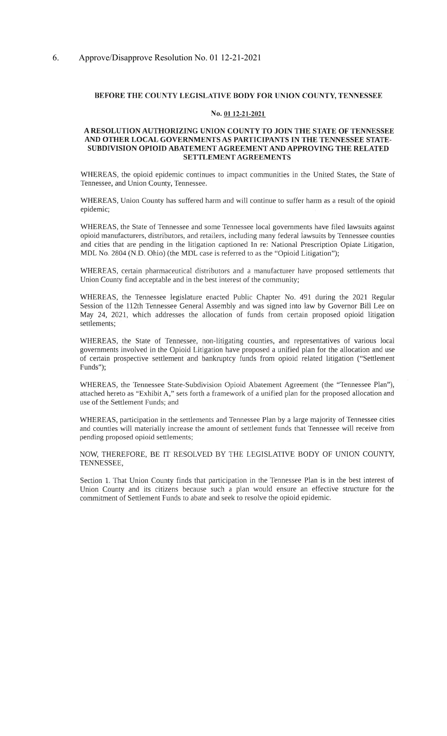6. Approve/Disapprove Resolution No. 01 12-21-2021

**BEFORE THE COUNTY LEGISLATIVE BODY FOR UNION COUNTY, TENNESSEE**

**No. 01 12-21-2021**

**A RESOLUTION AUTHORIZING UNION COUNTY TO JOIN THE STATE OF TENNESSEE AND OTHER LOCAL GOVERNMENTS AS PARTICIPANTS IN THE TENNESSEE STATE-SUBDIVISION OPIOID ABATEMENT AGREEMENT AND APPROVING THE RELATED SETTLEMENT AGREEMENTS**

WHEREAS, the opioid epidemic continues to impact communities in the United States, the State of Tennessee, and Union County, Tennessee.

WHEREAS, Union County has suffered harm and will continue to suffer harm as a result of the opioid epidemic;

WHEREAS, the State of Tennessee and some Tennessee local governments have filed lawsuits against opioid manufacturers, distributors, and retailers, including many federal lawsuits by Tennessee counties and cities that are pending in the litigation captioned In re: National Prescription Opiate Litigation, MDL No. 2804 (N.D. Ohio) (the MDL case is referred to as the "Opioid Litigation");

WHEREAS, certain pharmaceutical distributors and a manufacturer have proposed settlements that Union County find acceptable and in the best interest of the community;

WHEREAS, the Tennessee legislature enacted Public Chapter No. 491 during the 2021 Regular Session of the 112th Tennessee General Assembly and was signed into law by Governor Bill Lee on May 24, 2021, which addresses the allocation of funds from certain proposed opioid litigation settlements;

WHEREAS, the State of Tennessee, non-litigating counties, and representatives of various local governments involved in the Opioid Litigation have proposed a unified plan for the allocation and use of certain prospective settlement and bankruptcy funds from opioid related litigation ("Settlement Funds");

WHEREAS, the Tennessee State-Subdivision Opioid Abatement Agreement (the "Tennessee Plan"), attached hereto as "Exhibit A," sets forth a framework of a unified plan for the proposed allocation and use of the Settlement Funds; and

WHEREAS, participation in the settlements and Tennessee Plan by a large majority of Tennessee cities and counties will materially increase the amount of settlement funds that Tennessee will receive from pending proposed opioid settlements;

NOW, THEREFORE, BE IT RESOLVED BY THE LEGISLATIVE BODY OF UNION COUNTY, TENNESSEE,

Section 1. That Union County finds that participation in the Tennessee Plan is in the best interest of Union County and its citizens because such a plan would ensure an effective structure for the commitment of Settlement Funds to abate and seek to resolve the opioid epidemic.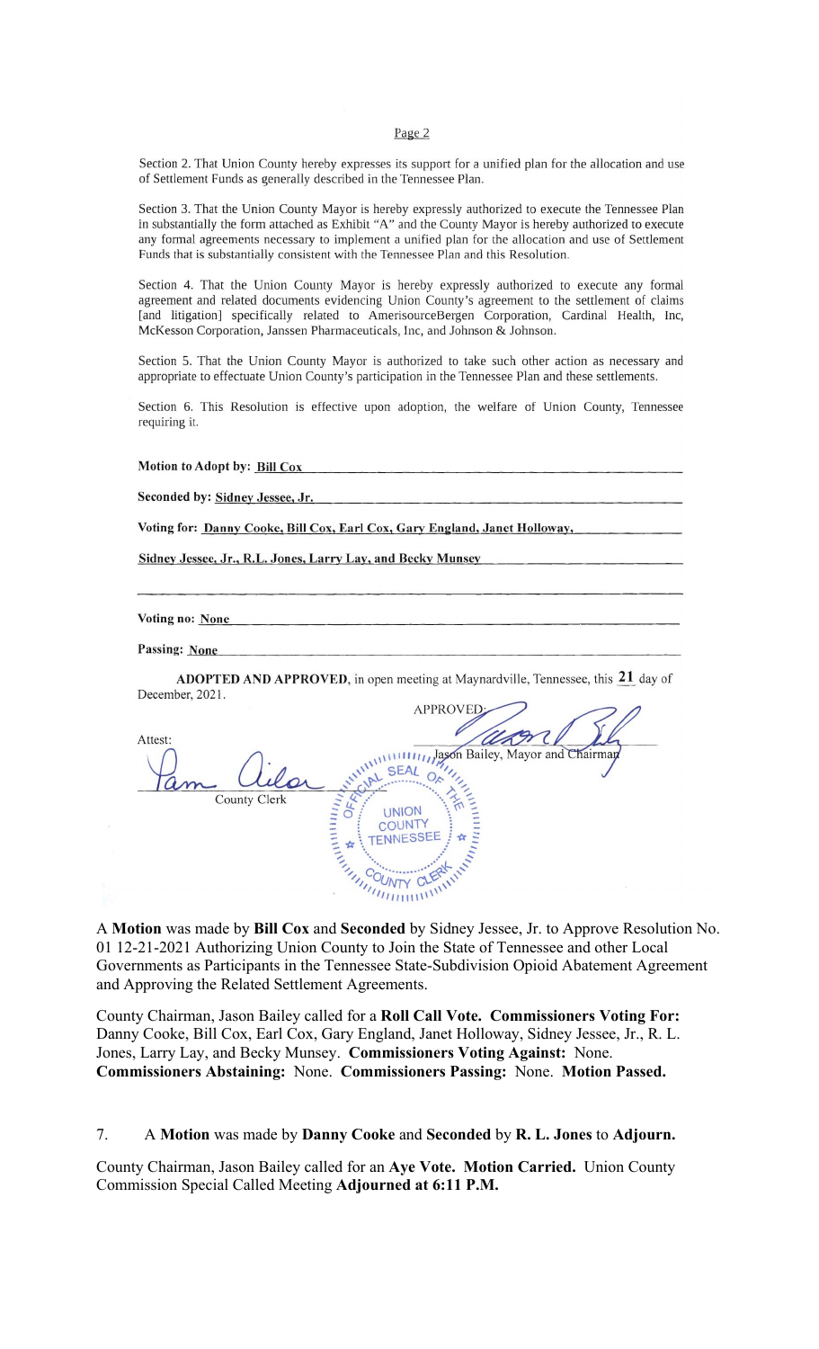Page 2

Section 2. That Union County hereby expresses its support for a unified plan for the allocation and use of Settlement Funds as generally described in the Tennessee Plan.

Section 3. That the Union County Mayor is hereby expressly authorized to execute the Tennessee Plan in substantially the form attached as Exhibit "A" and the County Mayor is hereby authorized to execute any formal agreements necessary to implement a unified plan for the allocation and use of Settlement Funds that is substantially consistent with the Tennessee Plan and this Resolution.

Section 4. That the Union County Mayor is hereby expressly authorized to execute any formal agreement and related documents evidencing Union County's agreement to the settlement of claims [and litigation] specifically related to AmerisourceBergen Corporation, Cardinal Health, Inc, McKesson Corporation, Janssen Pharmaceuticals, Inc, and Johnson & Johnson.

Section 5. That the Union County Mayor is authorized to take such other action as necessary and appropriate to effectuate Union County's participation in the Tennessee Plan and these settlements.

Section 6. This Resolution is effective upon adoption, the welfare of Union County, Tennessee requiring it.

**Motion to Adopt by:** Bill Cox

**Seconded by:** Sidney Jessee, Jr.

**Voting for:** Danny Cooke, Bill Cox, Earl Cox, Gary England, Janet Holloway, Sidney Jessee, Jr., R.L. Jones, Larry Lay, and Becky Munsey

**Voting no:** None

**Passing:** None

**ADOPTED AND APPROVED**, in open meeting at Maynardville, Tennessee, this **21** day of December, 2021.

APPROVED:

Jason Bailey, Mayor and Chairman

Attest:

County Clerk

OFFICIAL SEAL OF THE UNION COUNTY TENNESSEE COUNTY CLERK

A **Motion** was made by **Bill Cox** and **Seconded** by Sidney Jessee, Jr. to Approve Resolution No. 01 12-21-2021 Authorizing Union County to Join the State of Tennessee and other Local Governments as Participants in the Tennessee State-Subdivision Opioid Abatement Agreement and Approving the Related Settlement Agreements.

County Chairman, Jason Bailey called for a **Roll Call Vote. Commissioners Voting For:** Danny Cooke, Bill Cox, Earl Cox, Gary England, Janet Holloway, Sidney Jessee, Jr., R. L. Jones, Larry Lay, and Becky Munsey. **Commissioners Voting Against:** None. **Commissioners Abstaining:** None. **Commissioners Passing:** None. **Motion Passed.**

7. A **Motion** was made by **Danny Cooke** and **Seconded** by **R. L. Jones** to **Adjourn.**

County Chairman, Jason Bailey called for an **Aye Vote. Motion Carried.** Union County Commission Special Called Meeting **Adjourned at 6:11 P.M.**